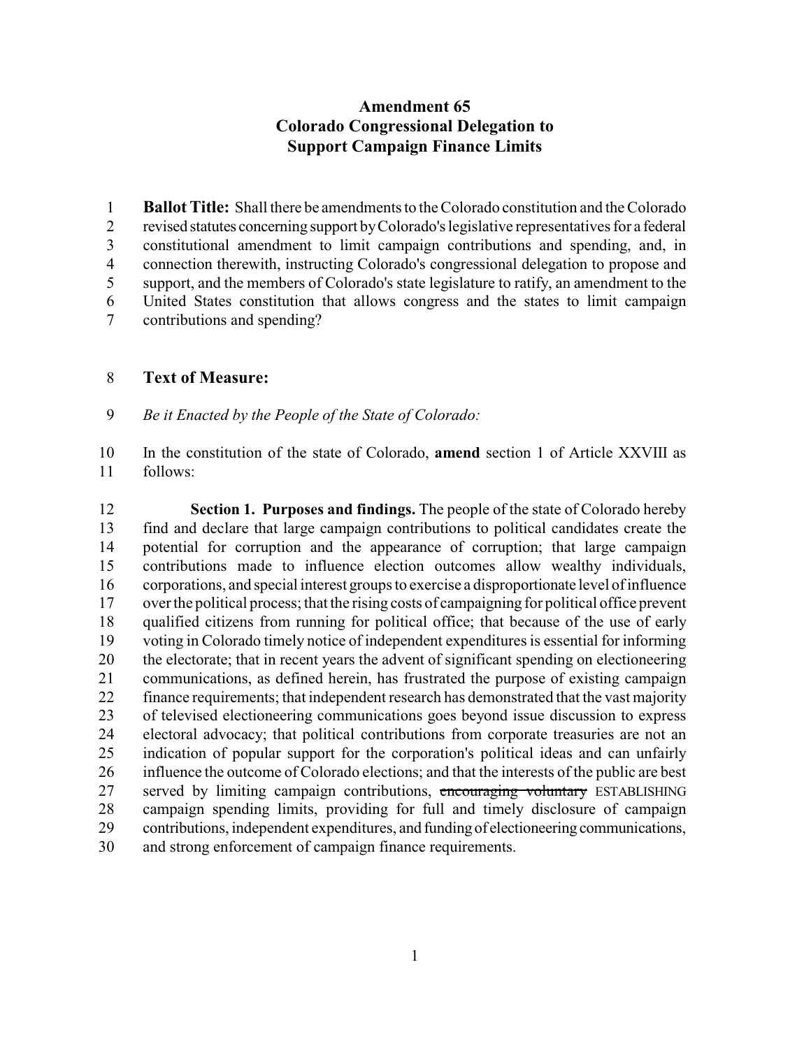# Amendment 65
# Colorado Congressional Delegation to Support Campaign Finance Limits

**Ballot Title:** Shall there be amendments to the Colorado constitution and the Colorado revised statutes concerning support by Colorado's legislative representatives for a federal constitutional amendment to limit campaign contributions and spending, and, in connection therewith, instructing Colorado's congressional delegation to propose and support, and the members of Colorado's state legislature to ratify, an amendment to the United States constitution that allows congress and the states to limit campaign contributions and spending?

## Text of Measure:

*Be it Enacted by the People of the State of Colorado:*

In the constitution of the state of Colorado, **amend** section 1 of Article XXVIII as follows:

**Section 1. Purposes and findings.** The people of the state of Colorado hereby find and declare that large campaign contributions to political candidates create the potential for corruption and the appearance of corruption; that large campaign contributions made to influence election outcomes allow wealthy individuals, corporations, and special interest groups to exercise a disproportionate level of influence over the political process; that the rising costs of campaigning for political office prevent qualified citizens from running for political office; that because of the use of early voting in Colorado timely notice of independent expenditures is essential for informing the electorate; that in recent years the advent of significant spending on electioneering communications, as defined herein, has frustrated the purpose of existing campaign finance requirements; that independent research has demonstrated that the vast majority of televised electioneering communications goes beyond issue discussion to express electoral advocacy; that political contributions from corporate treasuries are not an indication of popular support for the corporation's political ideas and can unfairly influence the outcome of Colorado elections; and that the interests of the public are best served by limiting campaign contributions, ~~encouraging voluntary~~ ESTABLISHING campaign spending limits, providing for full and timely disclosure of campaign contributions, independent expenditures, and funding of electioneering communications, and strong enforcement of campaign finance requirements.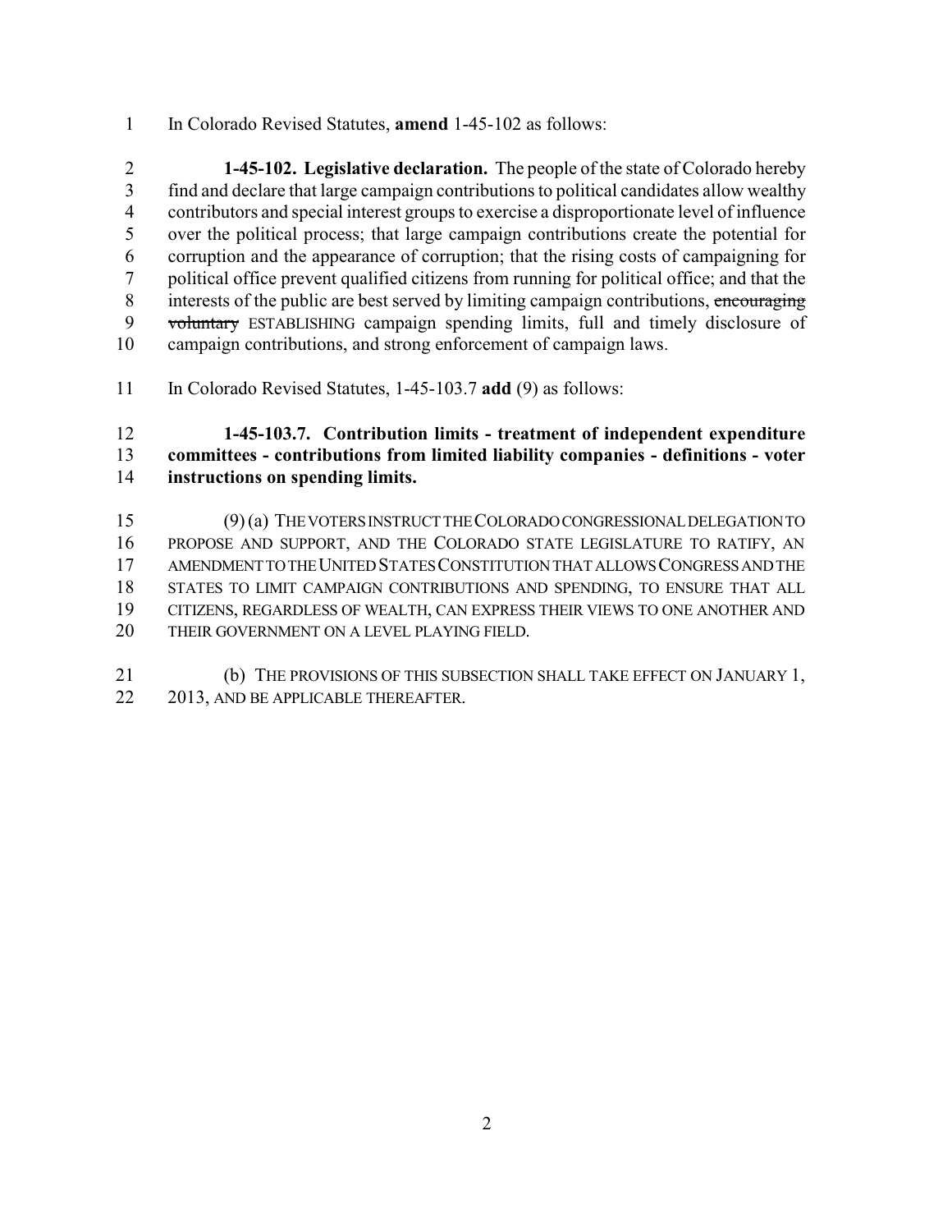In Colorado Revised Statutes, **amend** 1-45-102 as follows:

**1-45-102. Legislative declaration.** The people of the state of Colorado hereby find and declare that large campaign contributions to political candidates allow wealthy contributors and special interest groups to exercise a disproportionate level of influence over the political process; that large campaign contributions create the potential for corruption and the appearance of corruption; that the rising costs of campaigning for political office prevent qualified citizens from running for political office; and that the interests of the public are best served by limiting campaign contributions, ~~encouraging voluntary~~ ESTABLISHING campaign spending limits, full and timely disclosure of campaign contributions, and strong enforcement of campaign laws.

In Colorado Revised Statutes, 1-45-103.7 **add** (9) as follows:

**1-45-103.7. Contribution limits - treatment of independent expenditure committees - contributions from limited liability companies - definitions - voter instructions on spending limits.**

(9) (a) THE VOTERS INSTRUCT THE COLORADO CONGRESSIONAL DELEGATION TO PROPOSE AND SUPPORT, AND THE COLORADO STATE LEGISLATURE TO RATIFY, AN AMENDMENT TO THE UNITED STATES CONSTITUTION THAT ALLOWS CONGRESS AND THE STATES TO LIMIT CAMPAIGN CONTRIBUTIONS AND SPENDING, TO ENSURE THAT ALL CITIZENS, REGARDLESS OF WEALTH, CAN EXPRESS THEIR VIEWS TO ONE ANOTHER AND THEIR GOVERNMENT ON A LEVEL PLAYING FIELD.

(b) THE PROVISIONS OF THIS SUBSECTION SHALL TAKE EFFECT ON JANUARY 1, 2013, AND BE APPLICABLE THEREAFTER.